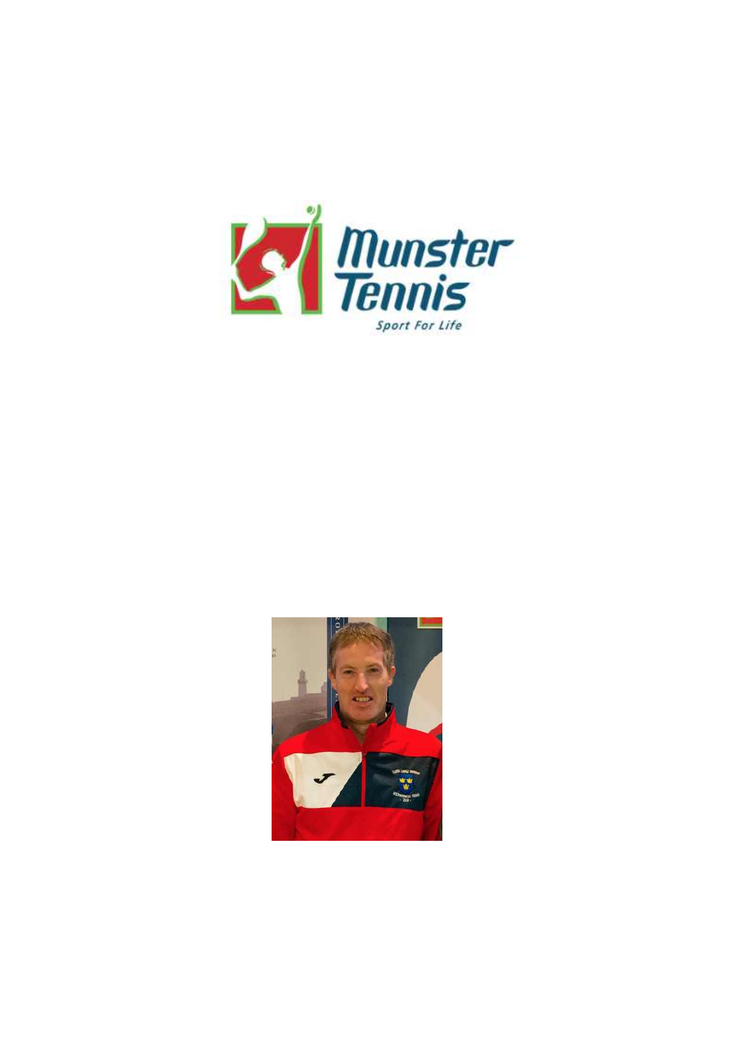Munster Tennis

Sport For Life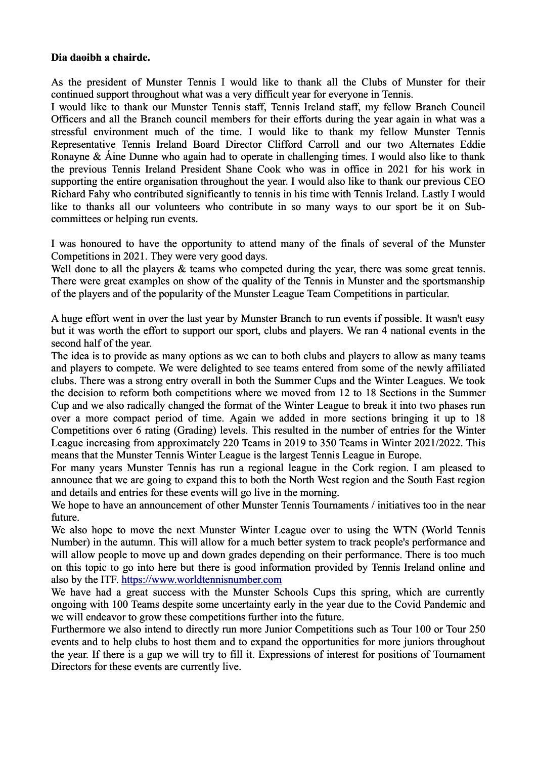**Dia daoibh a chairde.**

As the president of Munster Tennis I would like to thank all the Clubs of Munster for their continued support throughout what was a very difficult year for everyone in Tennis.
I would like to thank our Munster Tennis staff, Tennis Ireland staff, my fellow Branch Council Officers and all the Branch council members for their efforts during the year again in what was a stressful environment much of the time. I would like to thank my fellow Munster Tennis Representative Tennis Ireland Board Director Clifford Carroll and our two Alternates Eddie Ronayne & Áine Dunne who again had to operate in challenging times. I would also like to thank the previous Tennis Ireland President Shane Cook who was in office in 2021 for his work in supporting the entire organisation throughout the year. I would also like to thank our previous CEO Richard Fahy who contributed significantly to tennis in his time with Tennis Ireland. Lastly I would like to thanks all our volunteers who contribute in so many ways to our sport be it on Sub-committees or helping run events.

I was honoured to have the opportunity to attend many of the finals of several of the Munster Competitions in 2021. They were very good days.
Well done to all the players & teams who competed during the year, there was some great tennis. There were great examples on show of the quality of the Tennis in Munster and the sportsmanship of the players and of the popularity of the Munster League Team Competitions in particular.

A huge effort went in over the last year by Munster Branch to run events if possible. It wasn't easy but it was worth the effort to support our sport, clubs and players. We ran 4 national events in the second half of the year.
The idea is to provide as many options as we can to both clubs and players to allow as many teams and players to compete. We were delighted to see teams entered from some of the newly affiliated clubs. There was a strong entry overall in both the Summer Cups and the Winter Leagues. We took the decision to reform both competitions where we moved from 12 to 18 Sections in the Summer Cup and we also radically changed the format of the Winter League to break it into two phases run over a more compact period of time. Again we added in more sections bringing it up to 18 Competitions over 6 rating (Grading) levels. This resulted in the number of entries for the Winter League increasing from approximately 220 Teams in 2019 to 350 Teams in Winter 2021/2022. This means that the Munster Tennis Winter League is the largest Tennis League in Europe.
For many years Munster Tennis has run a regional league in the Cork region. I am pleased to announce that we are going to expand this to both the North West region and the South East region and details and entries for these events will go live in the morning.
We hope to have an announcement of other Munster Tennis Tournaments / initiatives too in the near future.
We also hope to move the next Munster Winter League over to using the WTN (World Tennis Number) in the autumn. This will allow for a much better system to track people's performance and will allow people to move up and down grades depending on their performance. There is too much on this topic to go into here but there is good information provided by Tennis Ireland online and also by the ITF. https://www.worldtennisnumber.com
We have had a great success with the Munster Schools Cups this spring, which are currently ongoing with 100 Teams despite some uncertainty early in the year due to the Covid Pandemic and we will endeavor to grow these competitions further into the future.
Furthermore we also intend to directly run more Junior Competitions such as Tour 100 or Tour 250 events and to help clubs to host them and to expand the opportunities for more juniors throughout the year. If there is a gap we will try to fill it. Expressions of interest for positions of Tournament Directors for these events are currently live.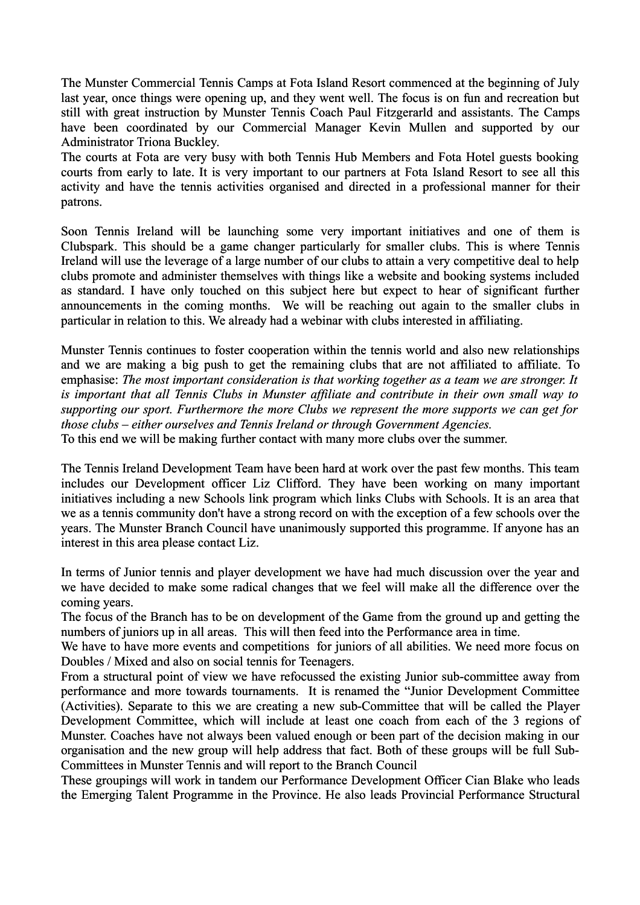The Munster Commercial Tennis Camps at Fota Island Resort commenced at the beginning of July last year, once things were opening up, and they went well. The focus is on fun and recreation but still with great instruction by Munster Tennis Coach Paul Fitzgerarld and assistants. The Camps have been coordinated by our Commercial Manager Kevin Mullen and supported by our Administrator Triona Buckley.
The courts at Fota are very busy with both Tennis Hub Members and Fota Hotel guests booking courts from early to late. It is very important to our partners at Fota Island Resort to see all this activity and have the tennis activities organised and directed in a professional manner for their patrons.

Soon Tennis Ireland will be launching some very important initiatives and one of them is Clubspark. This should be a game changer particularly for smaller clubs. This is where Tennis Ireland will use the leverage of a large number of our clubs to attain a very competitive deal to help clubs promote and administer themselves with things like a website and booking systems included as standard. I have only touched on this subject here but expect to hear of significant further announcements in the coming months. We will be reaching out again to the smaller clubs in particular in relation to this. We already had a webinar with clubs interested in affiliating.

Munster Tennis continues to foster cooperation within the tennis world and also new relationships and we are making a big push to get the remaining clubs that are not affiliated to affiliate. To emphasise: *The most important consideration is that working together as a team we are stronger. It is important that all Tennis Clubs in Munster affiliate and contribute in their own small way to supporting our sport. Furthermore the more Clubs we represent the more supports we can get for those clubs – either ourselves and Tennis Ireland or through Government Agencies.*
To this end we will be making further contact with many more clubs over the summer.

The Tennis Ireland Development Team have been hard at work over the past few months. This team includes our Development officer Liz Clifford. They have been working on many important initiatives including a new Schools link program which links Clubs with Schools. It is an area that we as a tennis community don't have a strong record on with the exception of a few schools over the years. The Munster Branch Council have unanimously supported this programme. If anyone has an interest in this area please contact Liz.

In terms of Junior tennis and player development we have had much discussion over the year and we have decided to make some radical changes that we feel will make all the difference over the coming years.
The focus of the Branch has to be on development of the Game from the ground up and getting the numbers of juniors up in all areas. This will then feed into the Performance area in time.
We have to have more events and competitions for juniors of all abilities. We need more focus on Doubles / Mixed and also on social tennis for Teenagers.
From a structural point of view we have refocussed the existing Junior sub-committee away from performance and more towards tournaments. It is renamed the "Junior Development Committee (Activities). Separate to this we are creating a new sub-Committee that will be called the Player Development Committee, which will include at least one coach from each of the 3 regions of Munster. Coaches have not always been valued enough or been part of the decision making in our organisation and the new group will help address that fact. Both of these groups will be full Sub-Committees in Munster Tennis and will report to the Branch Council
These groupings will work in tandem our Performance Development Officer Cian Blake who leads the Emerging Talent Programme in the Province. He also leads Provincial Performance Structural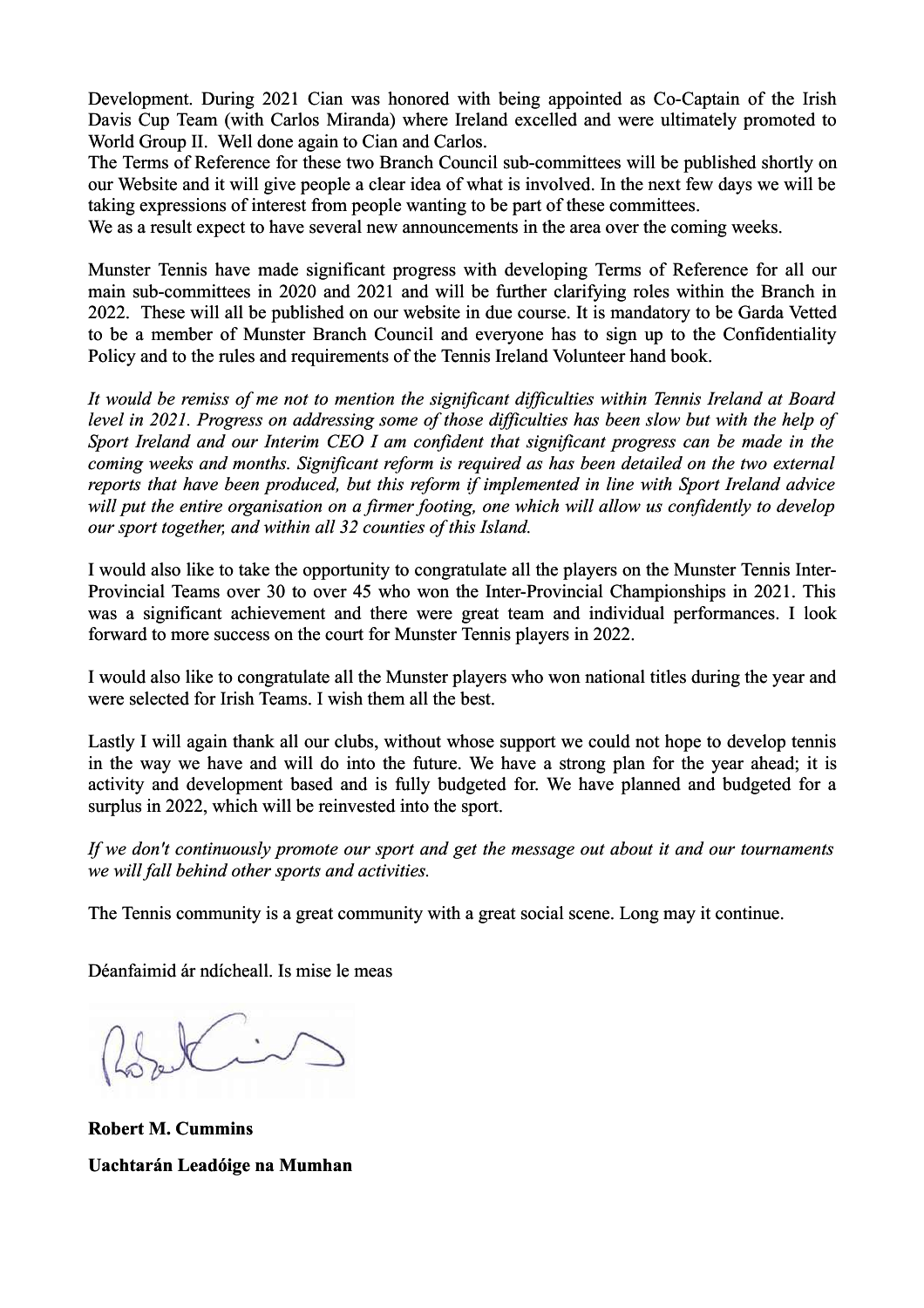Development. During 2021 Cian was honored with being appointed as Co-Captain of the Irish Davis Cup Team (with Carlos Miranda) where Ireland excelled and were ultimately promoted to World Group II. Well done again to Cian and Carlos.
The Terms of Reference for these two Branch Council sub-committees will be published shortly on our Website and it will give people a clear idea of what is involved. In the next few days we will be taking expressions of interest from people wanting to be part of these committees.
We as a result expect to have several new announcements in the area over the coming weeks.

Munster Tennis have made significant progress with developing Terms of Reference for all our main sub-committees in 2020 and 2021 and will be further clarifying roles within the Branch in 2022. These will all be published on our website in due course. It is mandatory to be Garda Vetted to be a member of Munster Branch Council and everyone has to sign up to the Confidentiality Policy and to the rules and requirements of the Tennis Ireland Volunteer hand book.

*It would be remiss of me not to mention the significant difficulties within Tennis Ireland at Board level in 2021. Progress on addressing some of those difficulties has been slow but with the help of Sport Ireland and our Interim CEO I am confident that significant progress can be made in the coming weeks and months. Significant reform is required as has been detailed on the two external reports that have been produced, but this reform if implemented in line with Sport Ireland advice will put the entire organisation on a firmer footing, one which will allow us confidently to develop our sport together, and within all 32 counties of this Island.*

I would also like to take the opportunity to congratulate all the players on the Munster Tennis Inter-Provincial Teams over 30 to over 45 who won the Inter-Provincial Championships in 2021. This was a significant achievement and there were great team and individual performances. I look forward to more success on the court for Munster Tennis players in 2022.

I would also like to congratulate all the Munster players who won national titles during the year and were selected for Irish Teams. I wish them all the best.

Lastly I will again thank all our clubs, without whose support we could not hope to develop tennis in the way we have and will do into the future. We have a strong plan for the year ahead; it is activity and development based and is fully budgeted for. We have planned and budgeted for a surplus in 2022, which will be reinvested into the sport.

*If we don't continuously promote our sport and get the message out about it and our tournaments we will fall behind other sports and activities.*

The Tennis community is a great community with a great social scene. Long may it continue.

Déanfaimid ár ndícheall. Is mise le meas

**Robert M. Cummins**

**Uachtarán Leadóige na Mumhan**